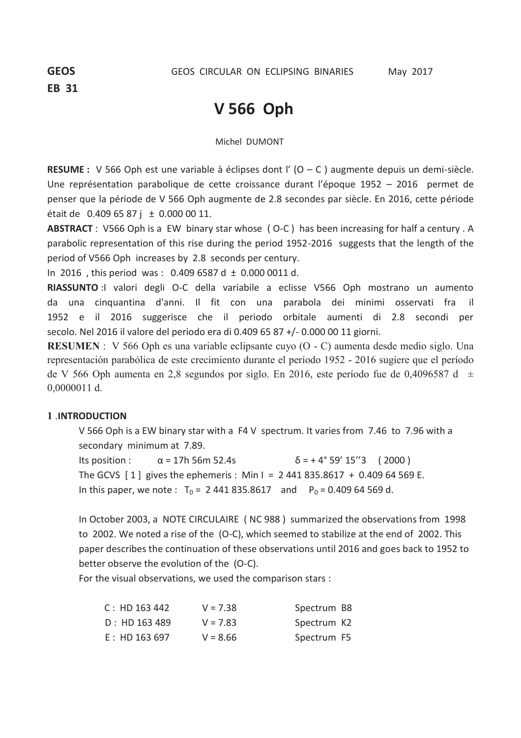**GEOS EB 31** GEOS CIRCULAR ON ECLIPSING BINARIES May 2017

# V 566 Oph

Michel DUMONT

**RESUME :** V 566 Oph est une variable à éclipses dont l' (O – C ) augmente depuis un demi-siècle. Une représentation parabolique de cette croissance durant l'époque 1952 – 2016 permet de penser que la période de V 566 Oph augmente de 2.8 secondes par siècle. En 2016, cette période était de 0.409 65 87 j ± 0.000 00 11.

**ABSTRACT** : V566 Oph is a EW binary star whose ( O-C ) has been increasing for half a century . A parabolic representation of this rise during the period 1952-2016 suggests that the length of the period of V566 Oph increases by 2.8 seconds per century.

In 2016 , this period was : 0.409 6587 d ± 0.000 0011 d.

**RIASSUNTO** :I valori degli O-C della variabile a eclisse V566 Oph mostrano un aumento da una cinquantina d'anni. Il fit con una parabola dei minimi osservati fra il 1952 e il 2016 suggerisce che il periodo orbitale aumenti di 2.8 secondi per secolo. Nel 2016 il valore del periodo era di 0.409 65 87 +/- 0.000 00 11 giorni.

**RESUMEN** : V 566 Oph es una variable eclipsante cuyo (O - C) aumenta desde medio siglo. Una representación parabólica de este crecimiento durante el período 1952 - 2016 sugiere que el período de V 566 Oph aumenta en 2,8 segundos por siglo. En 2016, este período fue de 0,4096587 d ± 0,0000011 d.

## 1 .INTRODUCTION

V 566 Oph is a EW binary star with a F4 V spectrum. It varies from 7.46 to 7.96 with a secondary minimum at 7.89.

Its position : $\alpha$ = 17h 56m 52.4s $\delta$ = + 4° 59' 15''3 ( 2000 )

The GCVS [ 1 ] gives the ephemeris : Min I = 2 441 835.8617 + 0.409 64 569 E.

In this paper, we note : $T_0$ = 2 441 835.8617 and $P_0$ = 0.409 64 569 d.

In October 2003, a NOTE CIRCULAIRE ( NC 988 ) summarized the observations from 1998 to 2002. We noted a rise of the (O-C), which seemed to stabilize at the end of 2002. This paper describes the continuation of these observations until 2016 and goes back to 1952 to better observe the evolution of the (O-C).

For the visual observations, we used the comparison stars :

| | | |
|---|---|---|
| C : HD 163 442 | V = 7.38 | Spectrum B8 |
| D : HD 163 489 | V = 7.83 | Spectrum K2 |
| E : HD 163 697 | V = 8.66 | Spectrum F5 |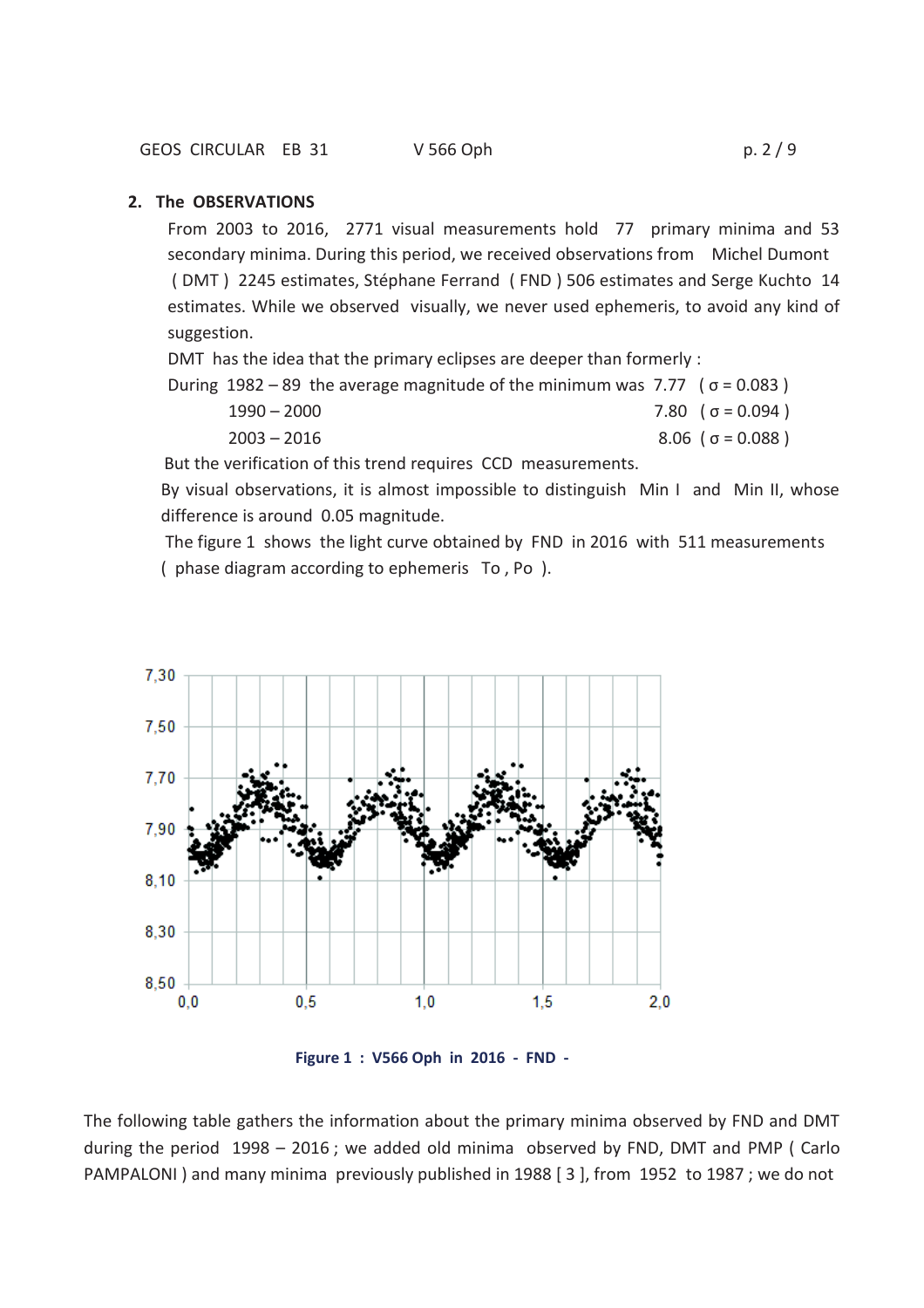## 2. The OBSERVATIONS

From 2003 to 2016, 2771 visual measurements hold 77 primary minima and 53 secondary minima. During this period, we received observations from Michel Dumont ( DMT ) 2245 estimates, Stéphane Ferrand ( FND ) 506 estimates and Serge Kuchto 14 estimates. While we observed visually, we never used ephemeris, to avoid any kind of suggestion.

DMT has the idea that the primary eclipses are deeper than formerly :

| | | |
|---|---|---|
| During 1982 – 89 the average magnitude of the minimum was | 7.77 | ( $\sigma = 0.083$ ) |
| 1990 – 2000 | 7.80 | ( $\sigma = 0.094$ ) |
| 2003 – 2016 | 8.06 | ( $\sigma = 0.088$ ) |

But the verification of this trend requires CCD measurements.

By visual observations, it is almost impossible to distinguish Min I and Min II, whose difference is around 0.05 magnitude.

The figure 1 shows the light curve obtained by FND in 2016 with 511 measurements ( phase diagram according to ephemeris To , Po ).

**Figure 1 : V566 Oph in 2016 - FND -**

The following table gathers the information about the primary minima observed by FND and DMT during the period 1998 – 2016 ; we added old minima observed by FND, DMT and PMP ( Carlo PAMPALONI ) and many minima previously published in 1988 [ 3 ], from 1952 to 1987 ; we do not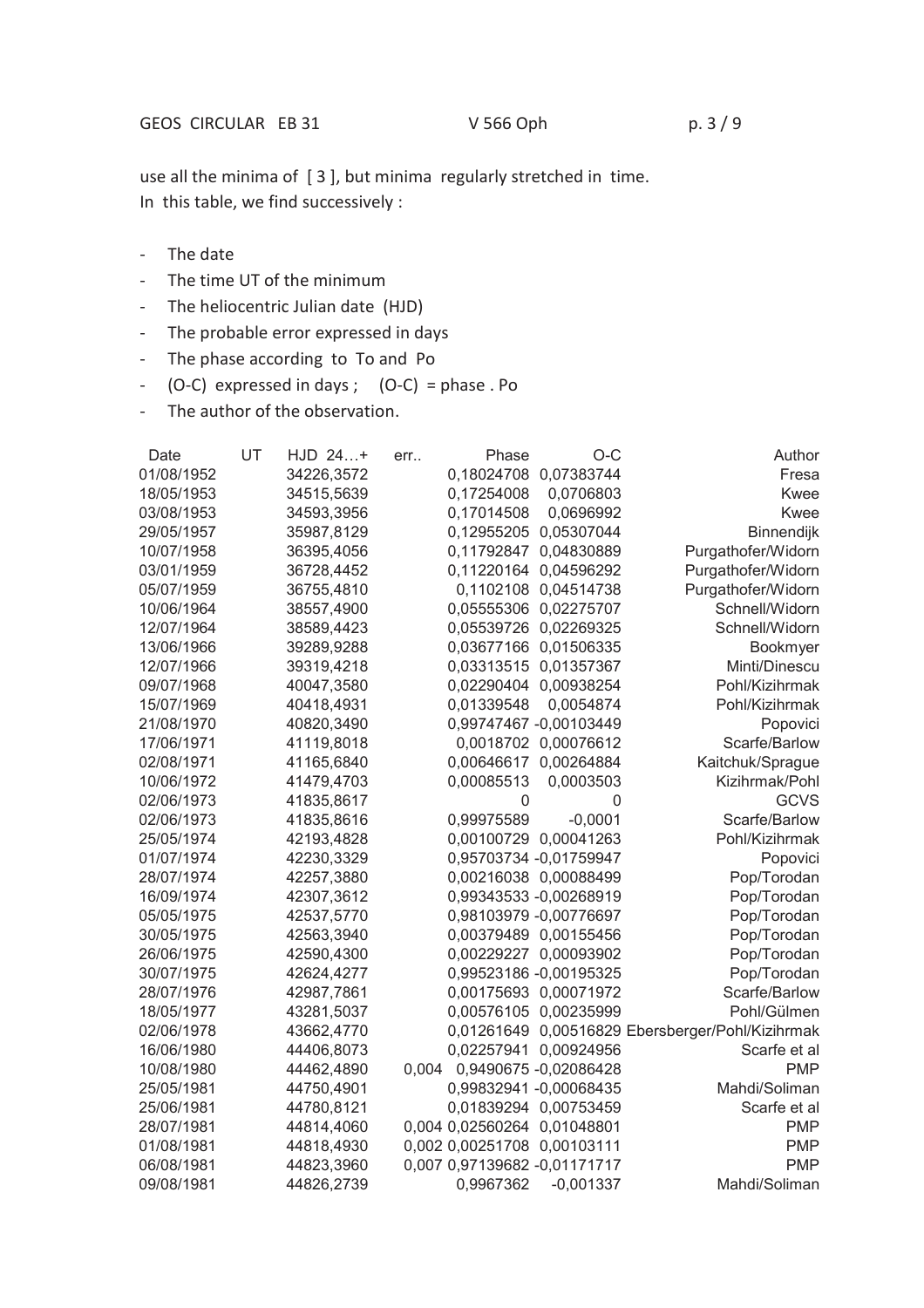use all the minima of [ 3 ], but minima regularly stretched in time.
In this table, we find successively :

- The date
- The time UT of the minimum
- The heliocentric Julian date (HJD)
- The probable error expressed in days
- The phase according to To and Po
- (O-C) expressed in days ; (O-C) = phase . Po
- The author of the observation.

| Date | UT | HJD 24…+ | err.. | Phase | O-C | Author |
|---|---|---|---|---|---|---|
| 01/08/1952 | | 34226,3572 | | 0,18024708 | 0,07383744 | Fresa |
| 18/05/1953 | | 34515,5639 | | 0,17254008 | 0,0706803 | Kwee |
| 03/08/1953 | | 34593,3956 | | 0,17014508 | 0,0696992 | Kwee |
| 29/05/1957 | | 35987,8129 | | 0,12955205 | 0,05307044 | Binnendijk |
| 10/07/1958 | | 36395,4056 | | 0,11792847 | 0,04830889 | Purgathofer/Widorn |
| 03/01/1959 | | 36728,4452 | | 0,11220164 | 0,04596292 | Purgathofer/Widorn |
| 05/07/1959 | | 36755,4810 | | 0,1102108 | 0,04514738 | Purgathofer/Widorn |
| 10/06/1964 | | 38557,4900 | | 0,05555306 | 0,02275707 | Schnell/Widorn |
| 12/07/1964 | | 38589,4423 | | 0,05539726 | 0,02269325 | Schnell/Widorn |
| 13/06/1966 | | 39289,9288 | | 0,03677166 | 0,01506335 | Bookmyer |
| 12/07/1966 | | 39319,4218 | | 0,03313515 | 0,01357367 | Minti/Dinescu |
| 09/07/1968 | | 40047,3580 | | 0,02290404 | 0,00938254 | Pohl/Kizihrmak |
| 15/07/1969 | | 40418,4931 | | 0,01339548 | 0,0054874 | Pohl/Kizihrmak |
| 21/08/1970 | | 40820,3490 | | 0,99747467 | -0,00103449 | Popovici |
| 17/06/1971 | | 41119,8018 | | 0,0018702 | 0,00076612 | Scarfe/Barlow |
| 02/08/1971 | | 41165,6840 | | 0,00646617 | 0,00264884 | Kaitchuk/Sprague |
| 10/06/1972 | | 41479,4703 | | 0,00085513 | 0,0003503 | Kizihrmak/Pohl |
| 02/06/1973 | | 41835,8617 | | 0 | 0 | GCVS |
| 02/06/1973 | | 41835,8616 | | 0,99975589 | -0,0001 | Scarfe/Barlow |
| 25/05/1974 | | 42193,4828 | | 0,00100729 | 0,00041263 | Pohl/Kizihrmak |
| 01/07/1974 | | 42230,3329 | | 0,95703734 | -0,01759947 | Popovici |
| 28/07/1974 | | 42257,3880 | | 0,00216038 | 0,00088499 | Pop/Torodan |
| 16/09/1974 | | 42307,3612 | | 0,99343533 | -0,00268919 | Pop/Torodan |
| 05/05/1975 | | 42537,5770 | | 0,98103979 | -0,00776697 | Pop/Torodan |
| 30/05/1975 | | 42563,3940 | | 0,00379489 | 0,00155456 | Pop/Torodan |
| 26/06/1975 | | 42590,4300 | | 0,00229227 | 0,00093902 | Pop/Torodan |
| 30/07/1975 | | 42624,4277 | | 0,99523186 | -0,00195325 | Pop/Torodan |
| 28/07/1976 | | 42987,7861 | | 0,00175693 | 0,00071972 | Scarfe/Barlow |
| 18/05/1977 | | 43281,5037 | | 0,00576105 | 0,00235999 | Pohl/Gülmen |
| 02/06/1978 | | 43662,4770 | | 0,01261649 | 0,00516829 | Ebersberger/Pohl/Kizihrmak |
| 16/06/1980 | | 44406,8073 | | 0,02257941 | 0,00924956 | Scarfe et al |
| 10/08/1980 | | 44462,4890 | 0,004 | 0,9490675 | -0,02086428 | PMP |
| 25/05/1981 | | 44750,4901 | | 0,99832941 | -0,00068435 | Mahdi/Soliman |
| 25/06/1981 | | 44780,8121 | | 0,01839294 | 0,00753459 | Scarfe et al |
| 28/07/1981 | | 44814,4060 | 0,004 | 0,02560264 | 0,01048801 | PMP |
| 01/08/1981 | | 44818,4930 | 0,002 | 0,00251708 | 0,00103111 | PMP |
| 06/08/1981 | | 44823,3960 | 0,007 | 0,97139682 | -0,01171717 | PMP |
| 09/08/1981 | | 44826,2739 | | 0,9967362 | -0,001337 | Mahdi/Soliman |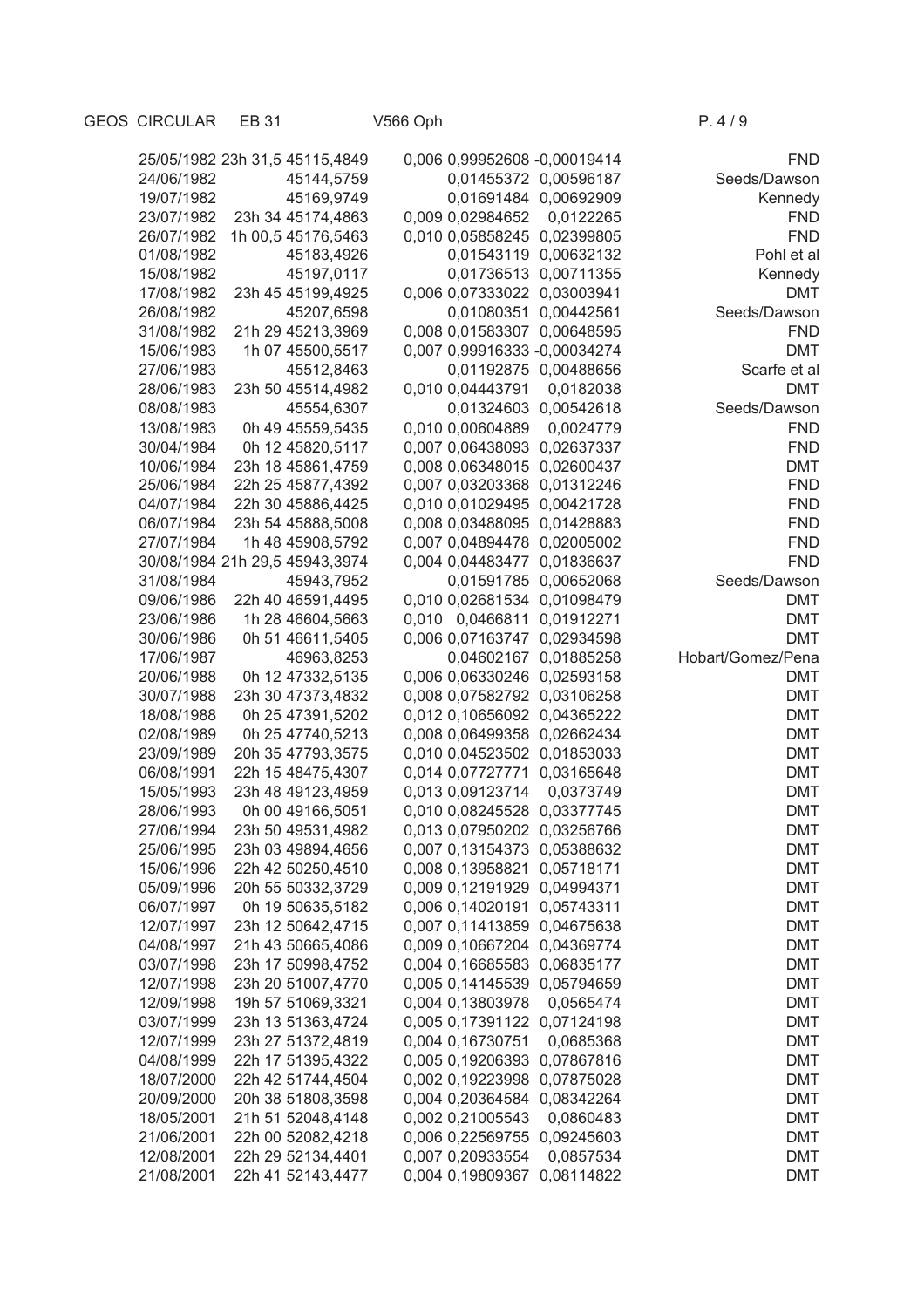| | | | | | | |
|---|---|---|---|---|---|---|
| 25/05/1982 | 23h 31,5 | 45115,4849 | 0,006 | 0,99952608 | -0,00019414 | FND |
| 24/06/1982 | | 45144,5759 | | 0,01455372 | 0,00596187 | Seeds/Dawson |
| 19/07/1982 | | 45169,9749 | | 0,01691484 | 0,00692909 | Kennedy |
| 23/07/1982 | 23h 34 | 45174,4863 | 0,009 | 0,02984652 | 0,0122265 | FND |
| 26/07/1982 | 1h 00,5 | 45176,5463 | 0,010 | 0,05858245 | 0,02399805 | FND |
| 01/08/1982 | | 45183,4926 | | 0,01543119 | 0,00632132 | Pohl et al |
| 15/08/1982 | | 45197,0117 | | 0,01736513 | 0,00711355 | Kennedy |
| 17/08/1982 | 23h 45 | 45199,4925 | 0,006 | 0,07333022 | 0,03003941 | DMT |
| 26/08/1982 | | 45207,6598 | | 0,01080351 | 0,00442561 | Seeds/Dawson |
| 31/08/1982 | 21h 29 | 45213,3969 | 0,008 | 0,01583307 | 0,00648595 | FND |
| 15/06/1983 | 1h 07 | 45500,5517 | 0,007 | 0,99916333 | -0,00034274 | DMT |
| 27/06/1983 | | 45512,8463 | | 0,01192875 | 0,00488656 | Scarfe et al |
| 28/06/1983 | 23h 50 | 45514,4982 | 0,010 | 0,04443791 | 0,0182038 | DMT |
| 08/08/1983 | | 45554,6307 | | 0,01324603 | 0,00542618 | Seeds/Dawson |
| 13/08/1983 | 0h 49 | 45559,5435 | 0,010 | 0,00604889 | 0,0024779 | FND |
| 30/04/1984 | 0h 12 | 45820,5117 | 0,007 | 0,06438093 | 0,02637337 | FND |
| 10/06/1984 | 23h 18 | 45861,4759 | 0,008 | 0,06348015 | 0,02600437 | DMT |
| 25/06/1984 | 22h 25 | 45877,4392 | 0,007 | 0,03203368 | 0,01312246 | FND |
| 04/07/1984 | 22h 30 | 45886,4425 | 0,010 | 0,01029495 | 0,00421728 | FND |
| 06/07/1984 | 23h 54 | 45888,5008 | 0,008 | 0,03488095 | 0,01428883 | FND |
| 27/07/1984 | 1h 48 | 45908,5792 | 0,007 | 0,04894478 | 0,02005002 | FND |
| 30/08/1984 | 21h 29,5 | 45943,3974 | 0,004 | 0,04483477 | 0,01836637 | FND |
| 31/08/1984 | | 45943,7952 | | 0,01591785 | 0,00652068 | Seeds/Dawson |
| 09/06/1986 | 22h 40 | 46591,4495 | 0,010 | 0,02681534 | 0,01098479 | DMT |
| 23/06/1986 | 1h 28 | 46604,5663 | 0,010 | 0,0466811 | 0,01912271 | DMT |
| 30/06/1986 | 0h 51 | 46611,5405 | 0,006 | 0,07163747 | 0,02934598 | DMT |
| 17/06/1987 | | 46963,8253 | | 0,04602167 | 0,01885258 | Hobart/Gomez/Pena |
| 20/06/1988 | 0h 12 | 47332,5135 | 0,006 | 0,06330246 | 0,02593158 | DMT |
| 30/07/1988 | 23h 30 | 47373,4832 | 0,008 | 0,07582792 | 0,03106258 | DMT |
| 18/08/1988 | 0h 25 | 47391,5202 | 0,012 | 0,10656092 | 0,04365222 | DMT |
| 02/08/1989 | 0h 25 | 47740,5213 | 0,008 | 0,06499358 | 0,02662434 | DMT |
| 23/09/1989 | 20h 35 | 47793,3575 | 0,010 | 0,04523502 | 0,01853033 | DMT |
| 06/08/1991 | 22h 15 | 48475,4307 | 0,014 | 0,07727771 | 0,03165648 | DMT |
| 15/05/1993 | 23h 48 | 49123,4959 | 0,013 | 0,09123714 | 0,0373749 | DMT |
| 28/06/1993 | 0h 00 | 49166,5051 | 0,010 | 0,08245528 | 0,03377745 | DMT |
| 27/06/1994 | 23h 50 | 49531,4982 | 0,013 | 0,07950202 | 0,03256766 | DMT |
| 25/06/1995 | 23h 03 | 49894,4656 | 0,007 | 0,13154373 | 0,05388632 | DMT |
| 15/06/1996 | 22h 42 | 50250,4510 | 0,008 | 0,13958821 | 0,05718171 | DMT |
| 05/09/1996 | 20h 55 | 50332,3729 | 0,009 | 0,12191929 | 0,04994371 | DMT |
| 06/07/1997 | 0h 19 | 50635,5182 | 0,006 | 0,14020191 | 0,05743311 | DMT |
| 12/07/1997 | 23h 12 | 50642,4715 | 0,007 | 0,11413859 | 0,04675638 | DMT |
| 04/08/1997 | 21h 43 | 50665,4086 | 0,009 | 0,10667204 | 0,04369774 | DMT |
| 03/07/1998 | 23h 17 | 50998,4752 | 0,004 | 0,16685583 | 0,06835177 | DMT |
| 12/07/1998 | 23h 20 | 51007,4770 | 0,005 | 0,14145539 | 0,05794659 | DMT |
| 12/09/1998 | 19h 57 | 51069,3321 | 0,004 | 0,13803978 | 0,0565474 | DMT |
| 03/07/1999 | 23h 13 | 51363,4724 | 0,005 | 0,17391122 | 0,07124198 | DMT |
| 12/07/1999 | 23h 27 | 51372,4819 | 0,004 | 0,16730751 | 0,0685368 | DMT |
| 04/08/1999 | 22h 17 | 51395,4322 | 0,005 | 0,19206393 | 0,07867816 | DMT |
| 18/07/2000 | 22h 42 | 51744,4504 | 0,002 | 0,19223998 | 0,07875028 | DMT |
| 20/09/2000 | 20h 38 | 51808,3598 | 0,004 | 0,20364584 | 0,08342264 | DMT |
| 18/05/2001 | 21h 51 | 52048,4148 | 0,002 | 0,21005543 | 0,0860483 | DMT |
| 21/06/2001 | 22h 00 | 52082,4218 | 0,006 | 0,22569755 | 0,09245603 | DMT |
| 12/08/2001 | 22h 29 | 52134,4401 | 0,007 | 0,20933554 | 0,0857534 | DMT |
| 21/08/2001 | 22h 41 | 52143,4477 | 0,004 | 0,19809367 | 0,08114822 | DMT |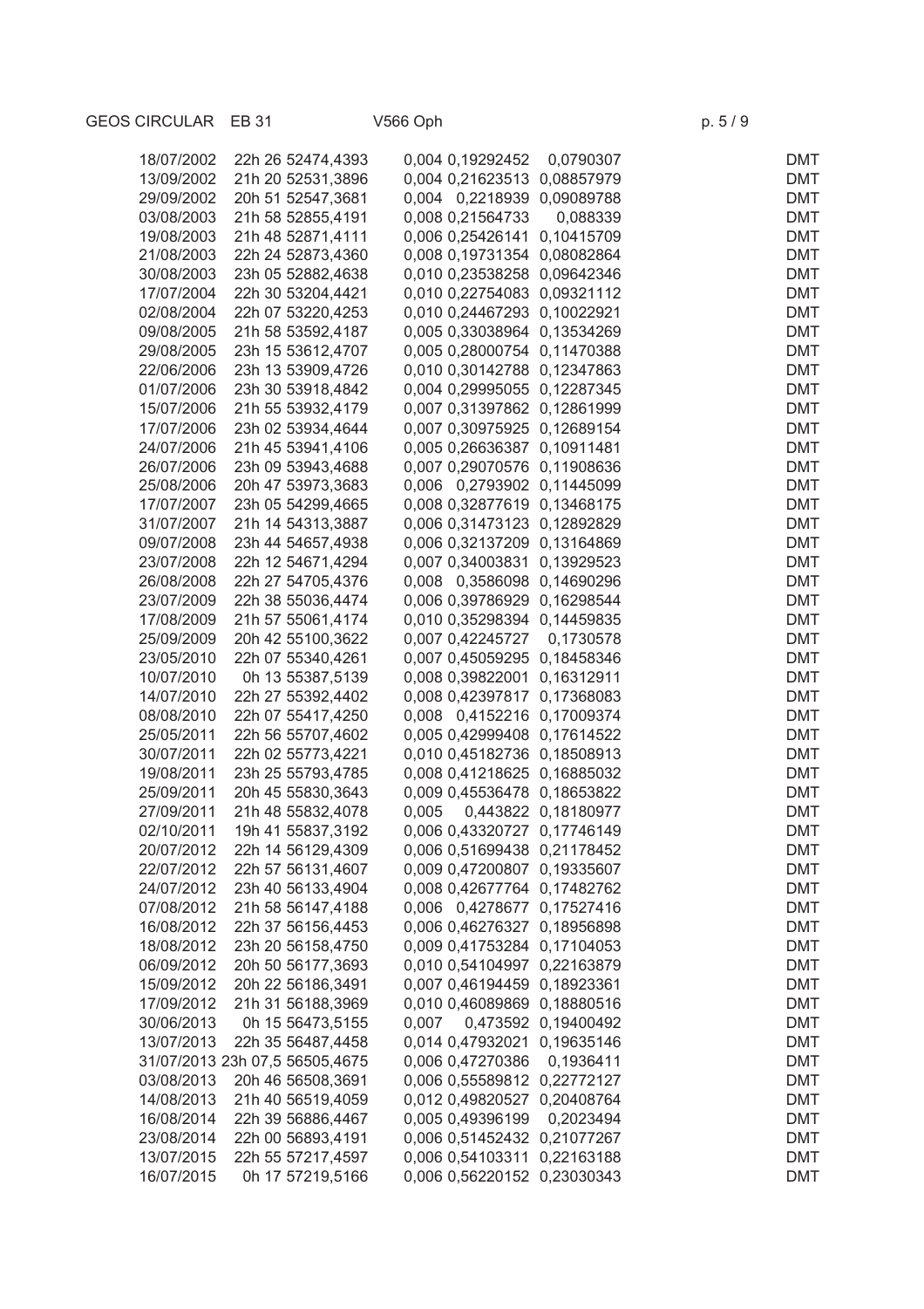| | | | | | | |
|---|---|---|---|---|---|---|
| 18/07/2002 | 22h 26 | 52474,4393 | 0,004 | 0,19292452 | 0,0790307 | DMT |
| 13/09/2002 | 21h 20 | 52531,3896 | 0,004 | 0,21623513 | 0,08857979 | DMT |
| 29/09/2002 | 20h 51 | 52547,3681 | 0,004 | 0,2218939 | 0,09089788 | DMT |
| 03/08/2003 | 21h 58 | 52855,4191 | 0,008 | 0,21564733 | 0,088339 | DMT |
| 19/08/2003 | 21h 48 | 52871,4111 | 0,006 | 0,25426141 | 0,10415709 | DMT |
| 21/08/2003 | 22h 24 | 52873,4360 | 0,008 | 0,19731354 | 0,08082864 | DMT |
| 30/08/2003 | 23h 05 | 52882,4638 | 0,010 | 0,23538258 | 0,09642346 | DMT |
| 17/07/2004 | 22h 30 | 53204,4421 | 0,010 | 0,22754083 | 0,09321112 | DMT |
| 02/08/2004 | 22h 07 | 53220,4253 | 0,010 | 0,24467293 | 0,10022921 | DMT |
| 09/08/2005 | 21h 58 | 53592,4187 | 0,005 | 0,33038964 | 0,13534269 | DMT |
| 29/08/2005 | 23h 15 | 53612,4707 | 0,005 | 0,28000754 | 0,11470388 | DMT |
| 22/06/2006 | 23h 13 | 53909,4726 | 0,010 | 0,30142788 | 0,12347863 | DMT |
| 01/07/2006 | 23h 30 | 53918,4842 | 0,004 | 0,29995055 | 0,12287345 | DMT |
| 15/07/2006 | 21h 55 | 53932,4179 | 0,007 | 0,31397862 | 0,12861999 | DMT |
| 17/07/2006 | 23h 02 | 53934,4644 | 0,007 | 0,30975925 | 0,12689154 | DMT |
| 24/07/2006 | 21h 45 | 53941,4106 | 0,005 | 0,26636387 | 0,10911481 | DMT |
| 26/07/2006 | 23h 09 | 53943,4688 | 0,007 | 0,29070576 | 0,11908636 | DMT |
| 25/08/2006 | 20h 47 | 53973,3683 | 0,006 | 0,2793902 | 0,11445099 | DMT |
| 17/07/2007 | 23h 05 | 54299,4665 | 0,008 | 0,32877619 | 0,13468175 | DMT |
| 31/07/2007 | 21h 14 | 54313,3887 | 0,006 | 0,31473123 | 0,12892829 | DMT |
| 09/07/2008 | 23h 44 | 54657,4938 | 0,006 | 0,32137209 | 0,13164869 | DMT |
| 23/07/2008 | 22h 12 | 54671,4294 | 0,007 | 0,34003831 | 0,13929523 | DMT |
| 26/08/2008 | 22h 27 | 54705,4376 | 0,008 | 0,3586098 | 0,14690296 | DMT |
| 23/07/2009 | 22h 38 | 55036,4474 | 0,006 | 0,39786929 | 0,16298544 | DMT |
| 17/08/2009 | 21h 57 | 55061,4174 | 0,010 | 0,35298394 | 0,14459835 | DMT |
| 25/09/2009 | 20h 42 | 55100,3622 | 0,007 | 0,42245727 | 0,1730578 | DMT |
| 23/05/2010 | 22h 07 | 55340,4261 | 0,007 | 0,45059295 | 0,18458346 | DMT |
| 10/07/2010 | 0h 13 | 55387,5139 | 0,008 | 0,39822001 | 0,16312911 | DMT |
| 14/07/2010 | 22h 27 | 55392,4402 | 0,008 | 0,42397817 | 0,17368083 | DMT |
| 08/08/2010 | 22h 07 | 55417,4250 | 0,008 | 0,4152216 | 0,17009374 | DMT |
| 25/05/2011 | 22h 56 | 55707,4602 | 0,005 | 0,42999408 | 0,17614522 | DMT |
| 30/07/2011 | 22h 02 | 55773,4221 | 0,010 | 0,45182736 | 0,18508913 | DMT |
| 19/08/2011 | 23h 25 | 55793,4785 | 0,008 | 0,41218625 | 0,16885032 | DMT |
| 25/09/2011 | 20h 45 | 55830,3643 | 0,009 | 0,45536478 | 0,18653822 | DMT |
| 27/09/2011 | 21h 48 | 55832,4078 | 0,005 | 0,443822 | 0,18180977 | DMT |
| 02/10/2011 | 19h 41 | 55837,3192 | 0,006 | 0,43320727 | 0,17746149 | DMT |
| 20/07/2012 | 22h 14 | 56129,4309 | 0,006 | 0,51699438 | 0,21178452 | DMT |
| 22/07/2012 | 22h 57 | 56131,4607 | 0,009 | 0,47200807 | 0,19335607 | DMT |
| 24/07/2012 | 23h 40 | 56133,4904 | 0,008 | 0,42677764 | 0,17482762 | DMT |
| 07/08/2012 | 21h 58 | 56147,4188 | 0,006 | 0,4278677 | 0,17527416 | DMT |
| 16/08/2012 | 22h 37 | 56156,4453 | 0,006 | 0,46276327 | 0,18956898 | DMT |
| 18/08/2012 | 23h 20 | 56158,4750 | 0,009 | 0,41753284 | 0,17104053 | DMT |
| 06/09/2012 | 20h 50 | 56177,3693 | 0,010 | 0,54104997 | 0,22163879 | DMT |
| 15/09/2012 | 20h 22 | 56186,3491 | 0,007 | 0,46194459 | 0,18923361 | DMT |
| 17/09/2012 | 21h 31 | 56188,3969 | 0,010 | 0,46089869 | 0,18880516 | DMT |
| 30/06/2013 | 0h 15 | 56473,5155 | 0,007 | 0,473592 | 0,19400492 | DMT |
| 13/07/2013 | 22h 35 | 56487,4458 | 0,014 | 0,47932021 | 0,19635146 | DMT |
| 31/07/2013 | 23h 07,5 | 56505,4675 | 0,006 | 0,47270386 | 0,1936411 | DMT |
| 03/08/2013 | 20h 46 | 56508,3691 | 0,006 | 0,55589812 | 0,22772127 | DMT |
| 14/08/2013 | 21h 40 | 56519,4059 | 0,012 | 0,49820527 | 0,20408764 | DMT |
| 16/08/2014 | 22h 39 | 56886,4467 | 0,005 | 0,49396199 | 0,2023494 | DMT |
| 23/08/2014 | 22h 00 | 56893,4191 | 0,006 | 0,51452432 | 0,21077267 | DMT |
| 13/07/2015 | 22h 55 | 57217,4597 | 0,006 | 0,54103311 | 0,22163188 | DMT |
| 16/07/2015 | 0h 17 | 57219,5166 | 0,006 | 0,56220152 | 0,23030343 | DMT |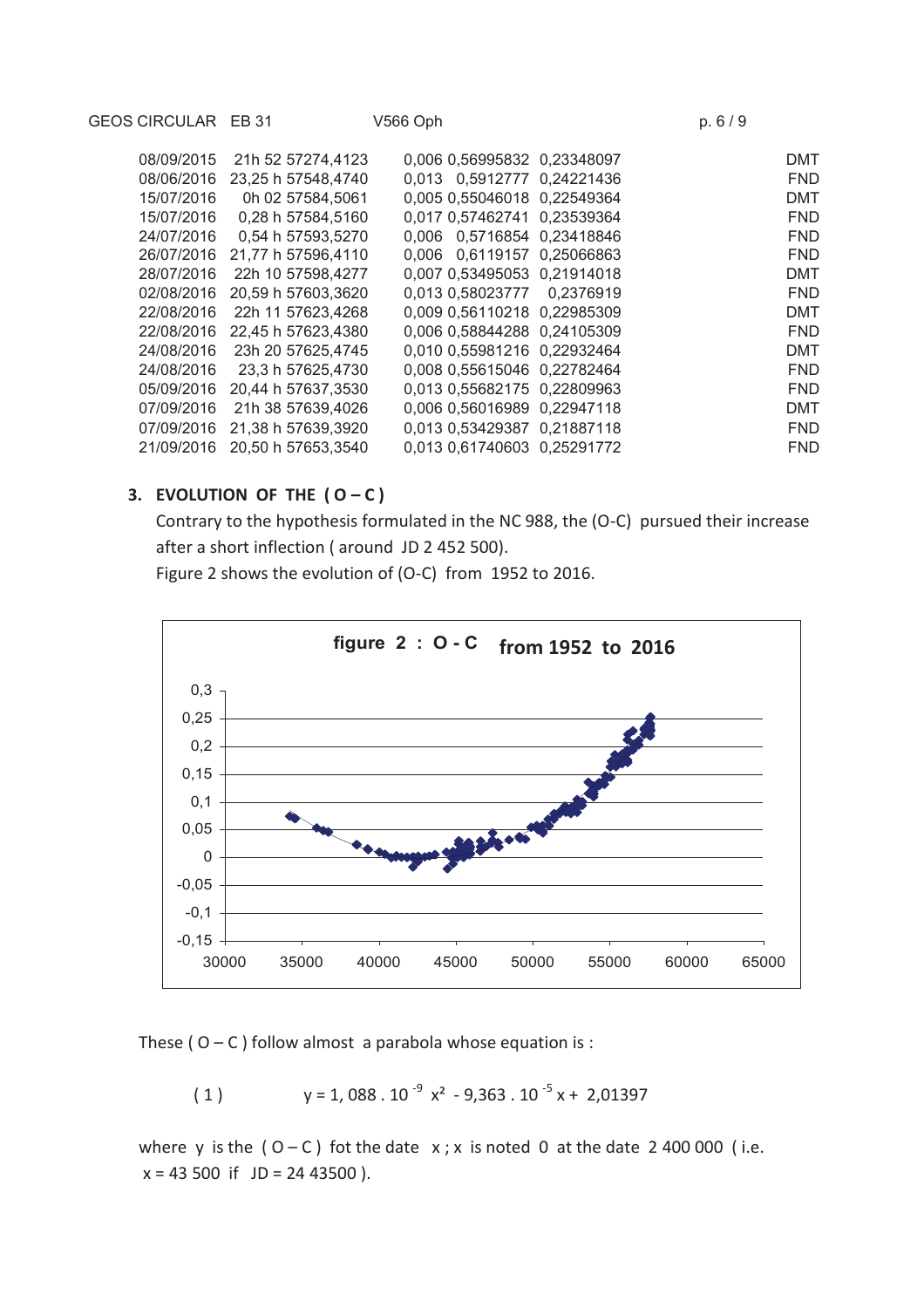| | | | | | |
|---|---|---|---|---|---|
| 08/09/2015 | 21h 52 57274,4123 | 0,006 | 0,56995832 | 0,23348097 | DMT |
| 08/06/2016 | 23,25 h 57548,4740 | 0,013 | 0,5912777 | 0,24221436 | FND |
| 15/07/2016 | 0h 02 57584,5061 | 0,005 | 0,55046018 | 0,22549364 | DMT |
| 15/07/2016 | 0,28 h 57584,5160 | 0,017 | 0,57462741 | 0,23539364 | FND |
| 24/07/2016 | 0,54 h 57593,5270 | 0,006 | 0,5716854 | 0,23418846 | FND |
| 26/07/2016 | 21,77 h 57596,4110 | 0,006 | 0,6119157 | 0,25066863 | FND |
| 28/07/2016 | 22h 10 57598,4277 | 0,007 | 0,53495053 | 0,21914018 | DMT |
| 02/08/2016 | 20,59 h 57603,3620 | 0,013 | 0,58023777 | 0,2376919 | FND |
| 22/08/2016 | 22h 11 57623,4268 | 0,009 | 0,56110218 | 0,22985309 | DMT |
| 22/08/2016 | 22,45 h 57623,4380 | 0,006 | 0,58844288 | 0,24105309 | FND |
| 24/08/2016 | 23h 20 57625,4745 | 0,010 | 0,55981216 | 0,22932464 | DMT |
| 24/08/2016 | 23,3 h 57625,4730 | 0,008 | 0,55615046 | 0,22782464 | FND |
| 05/09/2016 | 20,44 h 57637,3530 | 0,013 | 0,55682175 | 0,22809963 | FND |
| 07/09/2016 | 21h 38 57639,4026 | 0,006 | 0,56016989 | 0,22947118 | DMT |
| 07/09/2016 | 21,38 h 57639,3920 | 0,013 | 0,53429387 | 0,21887118 | FND |
| 21/09/2016 | 20,50 h 57653,3540 | 0,013 | 0,61740603 | 0,25291772 | FND |

## 3. EVOLUTION OF THE ( O – C )

Contrary to the hypothesis formulated in the NC 988, the (O-C) pursued their increase after a short inflection ( around JD 2 452 500).

Figure 2 shows the evolution of (O-C) from 1952 to 2016.

figure 2 : O - C from 1952 to 2016

These ( O – C ) follow almost a parabola whose equation is :

$$(1) \qquad y = 1,088 \,.\, 10^{-9}\, x^2 - 9,363 \,.\, 10^{-5}\, x + 2,01397$$

where y is the ( O – C ) fot the date x ; x is noted 0 at the date 2 400 000 ( i.e. x = 43 500 if JD = 24 43500 ).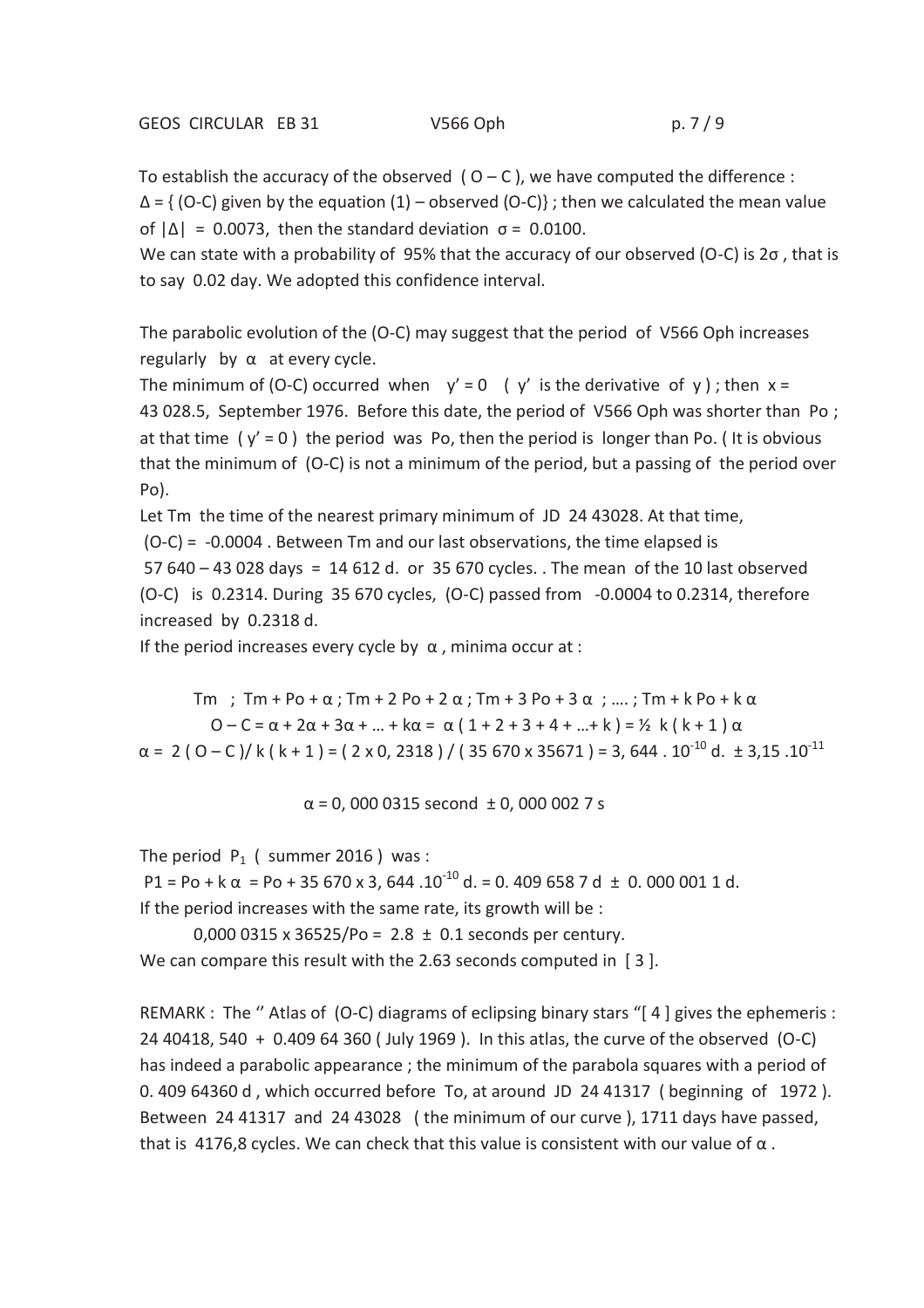To establish the accuracy of the observed ( O – C ), we have computed the difference : $\Delta$ = { (O-C) given by the equation (1) – observed (O-C)} ; then we calculated the mean value of $|\Delta|$ = 0.0073, then the standard deviation $\sigma$ = 0.0100.
We can state with a probability of 95% that the accuracy of our observed (O-C) is $2\sigma$ , that is to say 0.02 day. We adopted this confidence interval.

The parabolic evolution of the (O-C) may suggest that the period of V566 Oph increases regularly by $\alpha$ at every cycle.
The minimum of (O-C) occurred when $y' = 0$ ( $y'$ is the derivative of $y$ ) ; then $x$ = 43 028.5, September 1976. Before this date, the period of V566 Oph was shorter than Po ; at that time ( $y' = 0$ ) the period was Po, then the period is longer than Po. ( It is obvious that the minimum of (O-C) is not a minimum of the period, but a passing of the period over Po).
Let Tm the time of the nearest primary minimum of JD 24 43028. At that time, (O-C) = -0.0004 . Between Tm and our last observations, the time elapsed is 57 640 – 43 028 days = 14 612 d. or 35 670 cycles. . The mean of the 10 last observed (O-C) is 0.2314. During 35 670 cycles, (O-C) passed from -0.0004 to 0.2314, therefore increased by 0.2318 d.
If the period increases every cycle by $\alpha$ , minima occur at :

$$Tm \ ; \ Tm + Po + \alpha \ ; \ Tm + 2\ Po + 2\ \alpha \ ; \ Tm + 3\ Po + 3\ \alpha \ ; \ .... \ ; \ Tm + k\ Po + k\ \alpha$$

$$O - C = \alpha + 2\alpha + 3\alpha + ... + k\alpha = \alpha\ ( 1 + 2 + 3 + 4 + ...+ k ) = ½\ k\ ( k + 1 )\ \alpha$$

$$\alpha = 2\ ( O - C )/ k\ ( k + 1 ) = ( 2 \times 0,2318 ) / ( 35\ 670 \times 35671 ) = 3,644 \cdot 10^{-10}\ d. \ \pm 3,15 \cdot 10^{-11}$$

$$\alpha = 0,000\ 0315 \text{ second} \ \pm 0,000\ 002\ 7\ s$$

The period $P_1$ ( summer 2016 ) was :
$P1 = Po + k\ \alpha = Po + 35\ 670 \times 3,644 \cdot 10^{-10}$ d. = 0. 409 658 7 d ± 0. 000 001 1 d.
If the period increases with the same rate, its growth will be :

0,000 0315 x 36525/Po = 2.8 ± 0.1 seconds per century.

We can compare this result with the 2.63 seconds computed in [ 3 ].

REMARK : The '' Atlas of (O-C) diagrams of eclipsing binary stars "[ 4 ] gives the ephemeris : 24 40418, 540 + 0.409 64 360 ( July 1969 ). In this atlas, the curve of the observed (O-C) has indeed a parabolic appearance ; the minimum of the parabola squares with a period of 0. 409 64360 d , which occurred before To, at around JD 24 41317 ( beginning of 1972 ). Between 24 41317 and 24 43028 ( the minimum of our curve ), 1711 days have passed, that is 4176,8 cycles. We can check that this value is consistent with our value of $\alpha$ .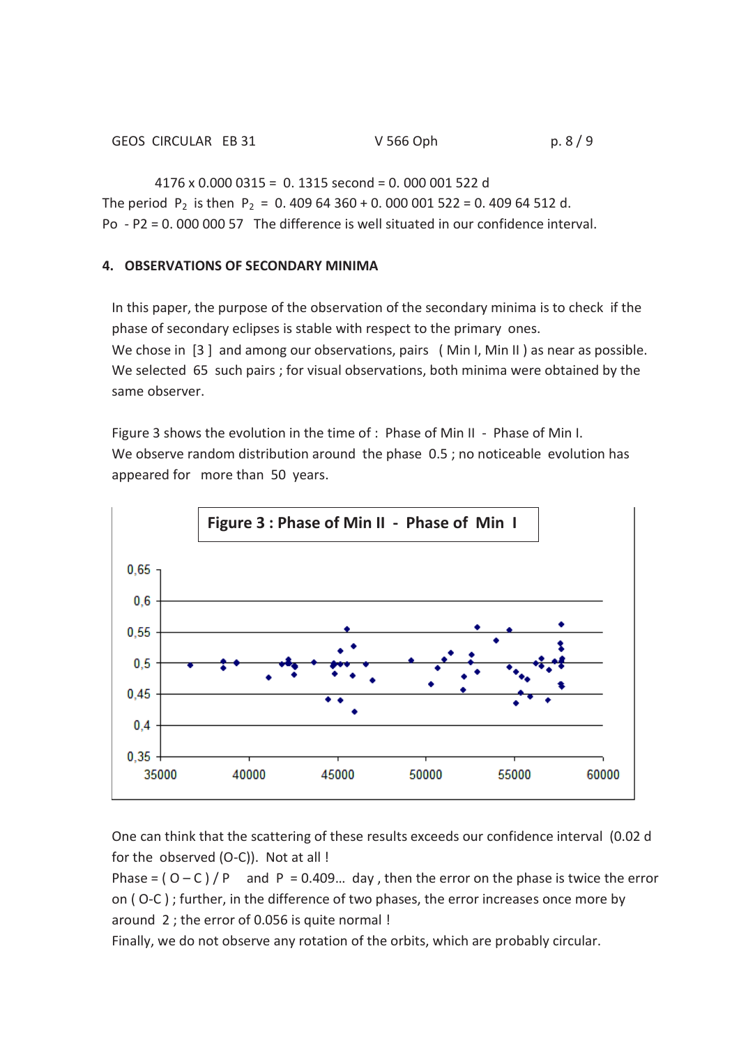4176 x 0.000 0315 = 0. 1315 second = 0. 000 001 522 d

The period $P_2$ is then $P_2$ = 0. 409 64 360 + 0. 000 001 522 = 0. 409 64 512 d.

Po - P2 = 0. 000 000 57 The difference is well situated in our confidence interval.

## 4. OBSERVATIONS OF SECONDARY MINIMA

In this paper, the purpose of the observation of the secondary minima is to check if the phase of secondary eclipses is stable with respect to the primary ones.

We chose in [3] and among our observations, pairs ( Min I, Min II ) as near as possible. We selected 65 such pairs ; for visual observations, both minima were obtained by the same observer.

Figure 3 shows the evolution in the time of : Phase of Min II - Phase of Min I.

We observe random distribution around the phase 0.5 ; no noticeable evolution has appeared for more than 50 years.

**Figure 3 : Phase of Min II - Phase of Min I**

One can think that the scattering of these results exceeds our confidence interval (0.02 d for the observed (O-C)). Not at all !

Phase = ( O – C ) / P and P = 0.409… day , then the error on the phase is twice the error on ( O-C ) ; further, in the difference of two phases, the error increases once more by around 2 ; the error of 0.056 is quite normal !

Finally, we do not observe any rotation of the orbits, which are probably circular.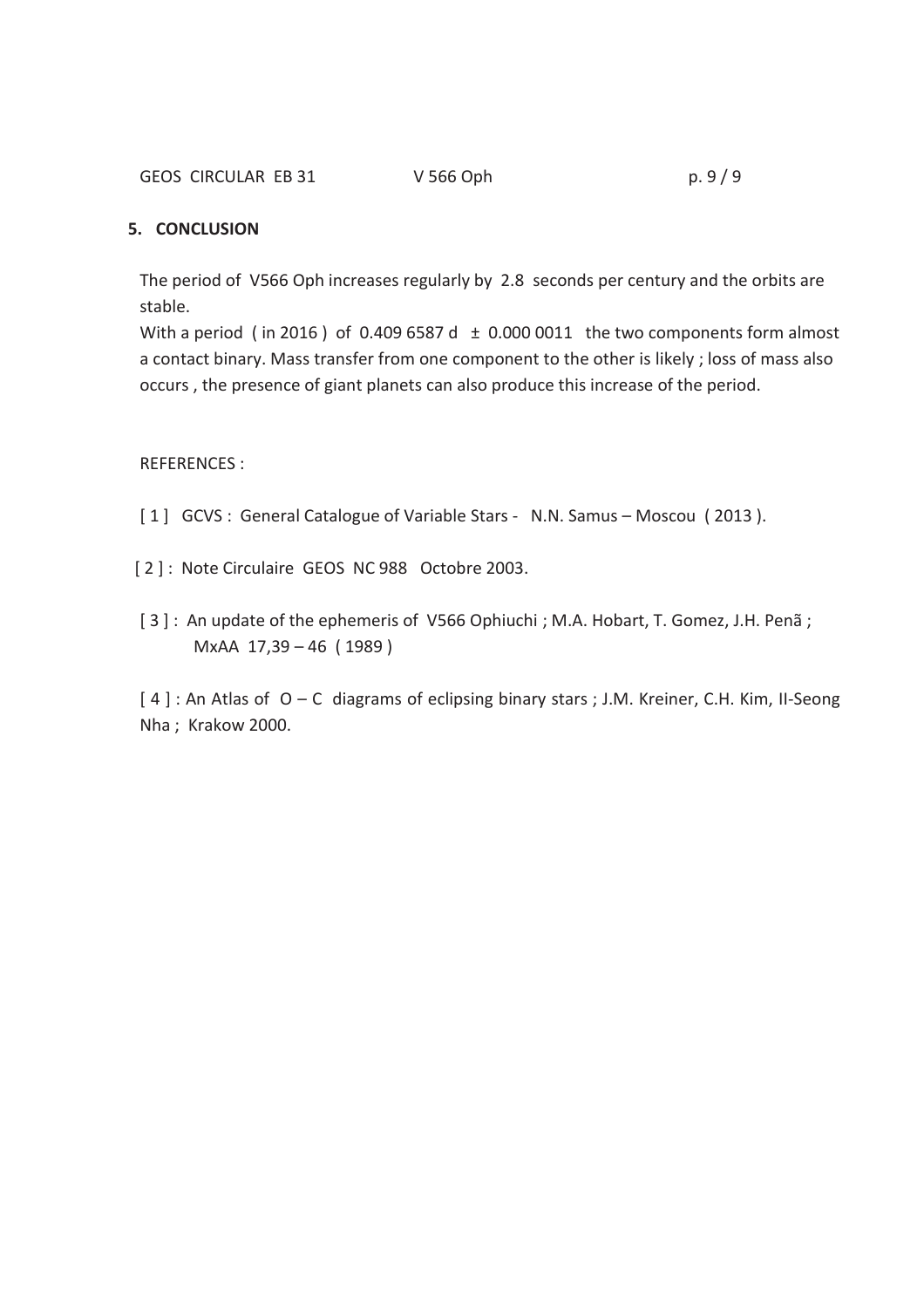## 5. CONCLUSION

The period of V566 Oph increases regularly by 2.8 seconds per century and the orbits are stable.
With a period ( in 2016 ) of 0.409 6587 d ± 0.000 0011 the two components form almost a contact binary. Mass transfer from one component to the other is likely ; loss of mass also occurs , the presence of giant planets can also produce this increase of the period.

REFERENCES :

[ 1 ] GCVS : General Catalogue of Variable Stars - N.N. Samus – Moscou ( 2013 ).

[ 2 ] : Note Circulaire GEOS NC 988 Octobre 2003.

[ 3 ] : An update of the ephemeris of V566 Ophiuchi ; M.A. Hobart, T. Gomez, J.H. Penã ; MxAA 17,39 – 46 ( 1989 )

[ 4 ] : An Atlas of O – C diagrams of eclipsing binary stars ; J.M. Kreiner, C.H. Kim, II-Seong Nha ; Krakow 2000.